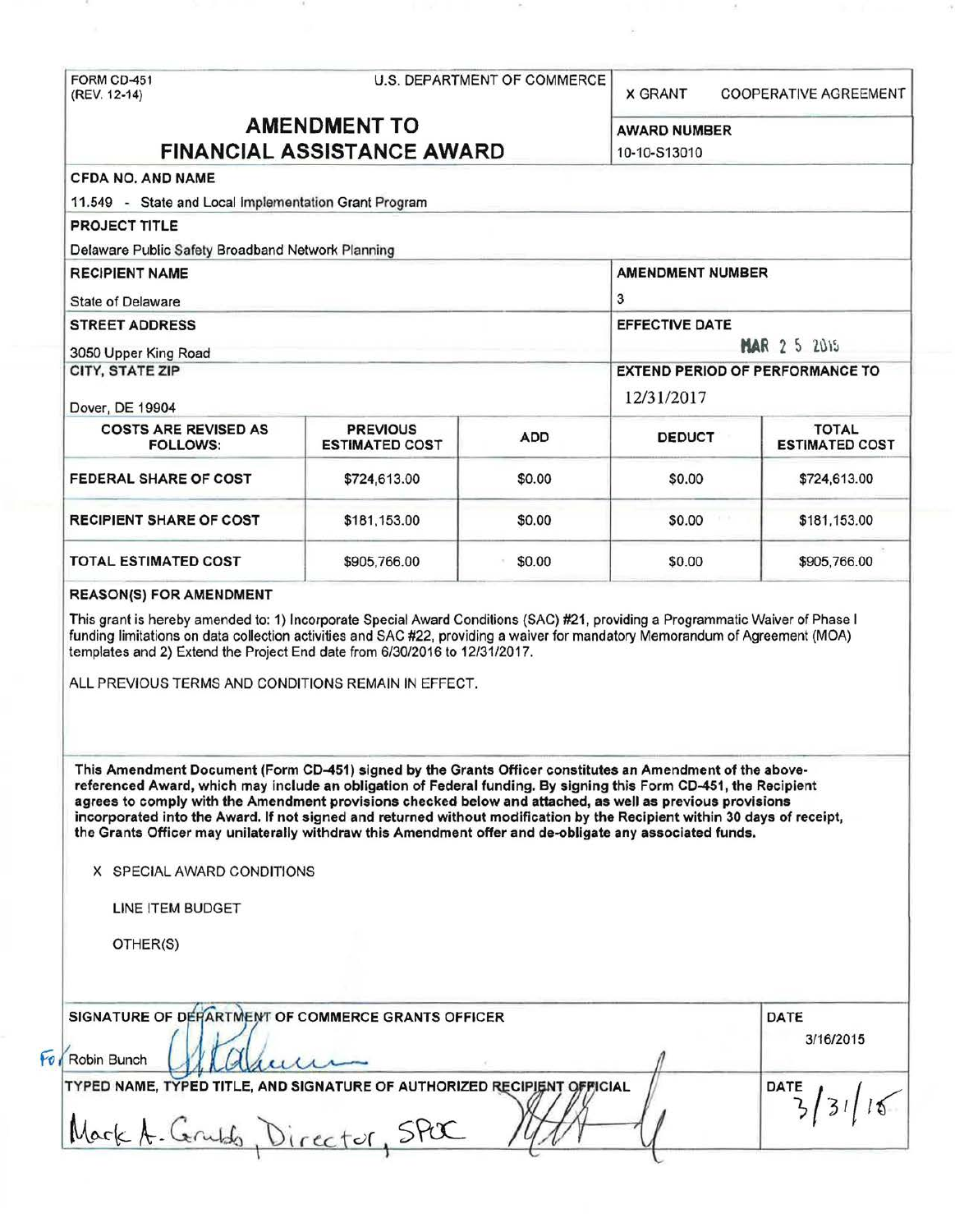FORM CD-451
(REV. 12-14)

U.S. DEPARTMENT OF COMMERCE

X GRANT COOPERATIVE AGREEMENT

# AMENDMENT TO FINANCIAL ASSISTANCE AWARD

**AWARD NUMBER**
10-10-S13010

**CFDA NO. AND NAME**
11.549 - State and Local Implementation Grant Program

**PROJECT TITLE**
Delaware Public Safety Broadband Network Planning

**RECIPIENT NAME**
State of Delaware

**AMENDMENT NUMBER**
3

**STREET ADDRESS**
3050 Upper King Road

**EFFECTIVE DATE**
MAR 2 5 2015

**CITY, STATE ZIP**
Dover, DE 19904

**EXTEND PERIOD OF PERFORMANCE TO**
12/31/2017

| COSTS ARE REVISED AS FOLLOWS: | PREVIOUS ESTIMATED COST | ADD | DEDUCT | TOTAL ESTIMATED COST |
|---|---|---|---|---|
| FEDERAL SHARE OF COST | $724,613.00 | $0.00 | $0.00 | $724,613.00 |
| RECIPIENT SHARE OF COST | $181,153.00 | $0.00 | $0.00 | $181,153.00 |
| TOTAL ESTIMATED COST | $905,766.00 | $0.00 | $0.00 | $905,766.00 |

**REASON(S) FOR AMENDMENT**

This grant is hereby amended to: 1) Incorporate Special Award Conditions (SAC) #21, providing a Programmatic Waiver of Phase I funding limitations on data collection activities and SAC #22, providing a waiver for mandatory Memorandum of Agreement (MOA) templates and 2) Extend the Project End date from 6/30/2016 to 12/31/2017.

ALL PREVIOUS TERMS AND CONDITIONS REMAIN IN EFFECT.

**This Amendment Document (Form CD-451) signed by the Grants Officer constitutes an Amendment of the above-referenced Award, which may include an obligation of Federal funding. By signing this Form CD-451, the Recipient agrees to comply with the Amendment provisions checked below and attached, as well as previous provisions incorporated into the Award. If not signed and returned without modification by the Recipient within 30 days of receipt, the Grants Officer may unilaterally withdraw this Amendment offer and de-obligate any associated funds.**

X SPECIAL AWARD CONDITIONS

LINE ITEM BUDGET

OTHER(S)

**SIGNATURE OF DEPARTMENT OF COMMERCE GRANTS OFFICER**
For Robin Bunch

**DATE**
3/16/2015

**TYPED NAME, TYPED TITLE, AND SIGNATURE OF AUTHORIZED RECIPIENT OFFICIAL**
Mark A. Grubb, Director, SPOC

**DATE**
3/31/15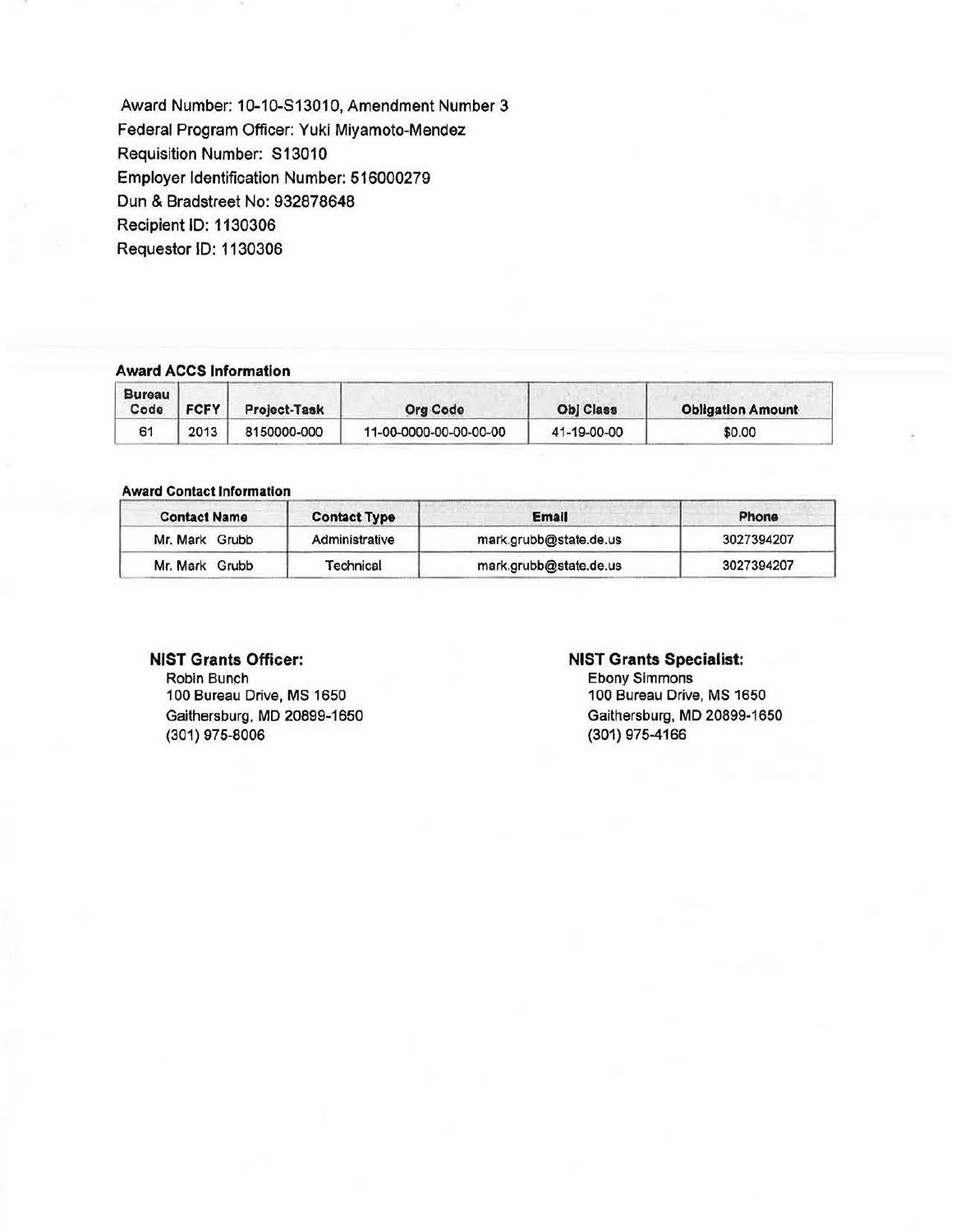Award Number: 10-10-S13010, Amendment Number 3
Federal Program Officer: Yuki Miyamoto-Mendez
Requisition Number: S13010
Employer Identification Number: 516000279
Dun & Bradstreet No: 932878648
Recipient ID: 1130306
Requestor ID: 1130306

**Award ACCS Information**

| Bureau Code | FCFY | Project-Task | Org Code | Obj Class | Obligation Amount |
|---|---|---|---|---|---|
| 61 | 2013 | 8150000-000 | 11-00-0000-00-00-00-00 | 41-19-00-00 | $0.00 |

**Award Contact Information**

| Contact Name | Contact Type | Email | Phone |
|---|---|---|---|
| Mr. Mark Grubb | Administrative | mark.grubb@state.de.us | 3027394207 |
| Mr. Mark Grubb | Technical | mark.grubb@state.de.us | 3027394207 |

**NIST Grants Officer:**
Robin Bunch
100 Bureau Drive, MS 1650
Gaithersburg, MD 20899-1650
(301) 975-8006

**NIST Grants Specialist:**
Ebony Simmons
100 Bureau Drive, MS 1650
Gaithersburg, MD 20899-1650
(301) 975-4166